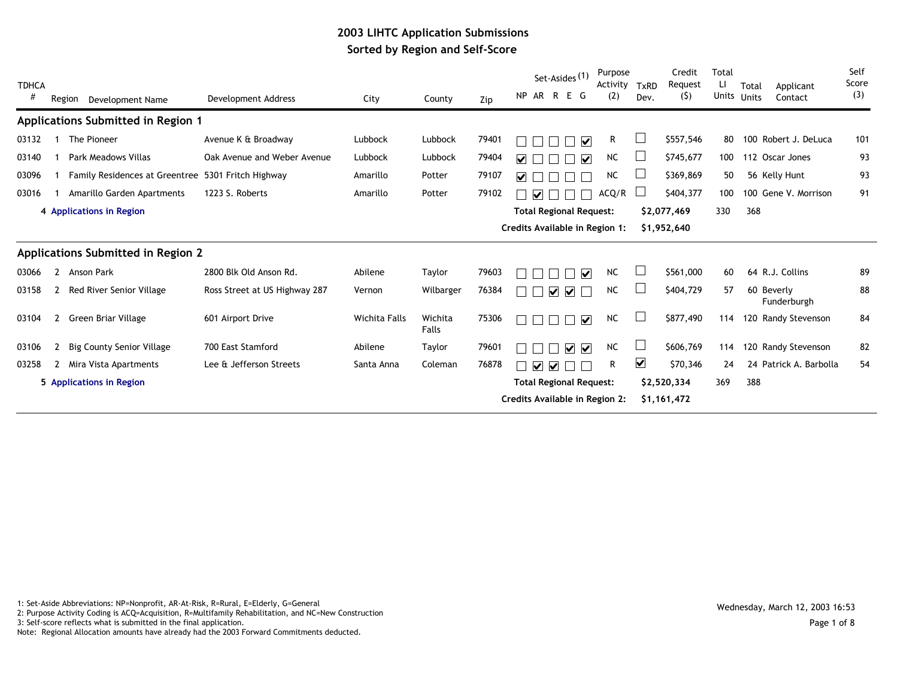# 2003 LIHTC Application Submissions
## Sorted by Region and Self-Score

| TDHCA # | Region | Development Name | Development Address | City | County | Zip | NP | AR | R | E | G | Purpose Activity (2) | TxRD Dev. | Credit Request ($) | Total LI Units | Total Units | Applicant Contact | Self Score (3) |
|---|---|---|---|---|---|---|---|---|---|---|---|---|---|---|---|---|---|---|
| | | | | | | | Set-Asides (1) | | | | | | | | | | | |
| **Applications Submitted in Region 1** | | | | | | | | | | | | | | | | | | |
| 03132 | 1 | The Pioneer | Avenue K & Broadway | Lubbock | Lubbock | 79401 | ☐ | ☐ | ☐ | ☐ | ☑ | R | ☐ | $557,546 | 80 | 100 | Robert J. DeLuca | 101 |
| 03140 | 1 | Park Meadows Villas | Oak Avenue and Weber Avenue | Lubbock | Lubbock | 79404 | ☑ | ☐ | ☐ | ☐ | ☑ | NC | ☐ | $745,677 | 100 | 112 | Oscar Jones | 93 |
| 03096 | 1 | Family Residences at Greentree | 5301 Fritch Highway | Amarillo | Potter | 79107 | ☑ | ☐ | ☐ | ☐ | ☐ | NC | ☐ | $369,869 | 50 | 56 | Kelly Hunt | 93 |
| 03016 | 1 | Amarillo Garden Apartments | 1223 S. Roberts | Amarillo | Potter | 79102 | ☐ | ☑ | ☐ | ☐ | ☐ | ACQ/R | ☐ | $404,377 | 100 | 100 | Gene V. Morrison | 91 |
| | **4 Applications in Region** | | | | | | | | | | | **Total Regional Request:** | | **$2,077,469** | 330 | 368 | | |
| | | | | | | | | | | | | **Credits Available in Region 1:** | | **$1,952,640** | | | | |
| **Applications Submitted in Region 2** | | | | | | | | | | | | | | | | | | |
| 03066 | 2 | Anson Park | 2800 Blk Old Anson Rd. | Abilene | Taylor | 79603 | ☐ | ☐ | ☐ | ☐ | ☑ | NC | ☐ | $561,000 | 60 | 64 | R.J. Collins | 89 |
| 03158 | 2 | Red River Senior Village | Ross Street at US Highway 287 | Vernon | Wilbarger | 76384 | ☐ | ☐ | ☑ | ☑ | ☐ | NC | ☐ | $404,729 | 57 | 60 | Beverly Funderburgh | 88 |
| 03104 | 2 | Green Briar Village | 601 Airport Drive | Wichita Falls | Wichita Falls | 75306 | ☐ | ☐ | ☐ | ☐ | ☑ | NC | ☐ | $877,490 | 114 | 120 | Randy Stevenson | 84 |
| 03106 | 2 | Big County Senior Village | 700 East Stamford | Abilene | Taylor | 79601 | ☐ | ☐ | ☐ | ☑ | ☑ | NC | ☐ | $606,769 | 114 | 120 | Randy Stevenson | 82 |
| 03258 | 2 | Mira Vista Apartments | Lee & Jefferson Streets | Santa Anna | Coleman | 76878 | ☐ | ☑ | ☑ | ☐ | ☐ | R | ☑ | $70,346 | 24 | 24 | Patrick A. Barbolla | 54 |
| | **5 Applications in Region** | | | | | | | | | | | **Total Regional Request:** | | **$2,520,334** | 369 | 388 | | |
| | | | | | | | | | | | | **Credits Available in Region 2:** | | **$1,161,472** | | | | |

1: Set-Aside Abbreviations: NP=Nonprofit, AR-At-Risk, R=Rural, E=Elderly, G=General
2: Purpose Activity Coding is ACQ=Acquisition, R=Multifamily Rehabilitation, and NC=New Construction
3: Self-score reflects what is submitted in the final application.
Note: Regional Allocation amounts have already had the 2003 Forward Commitments deducted.

Wednesday, March 12, 2003 16:53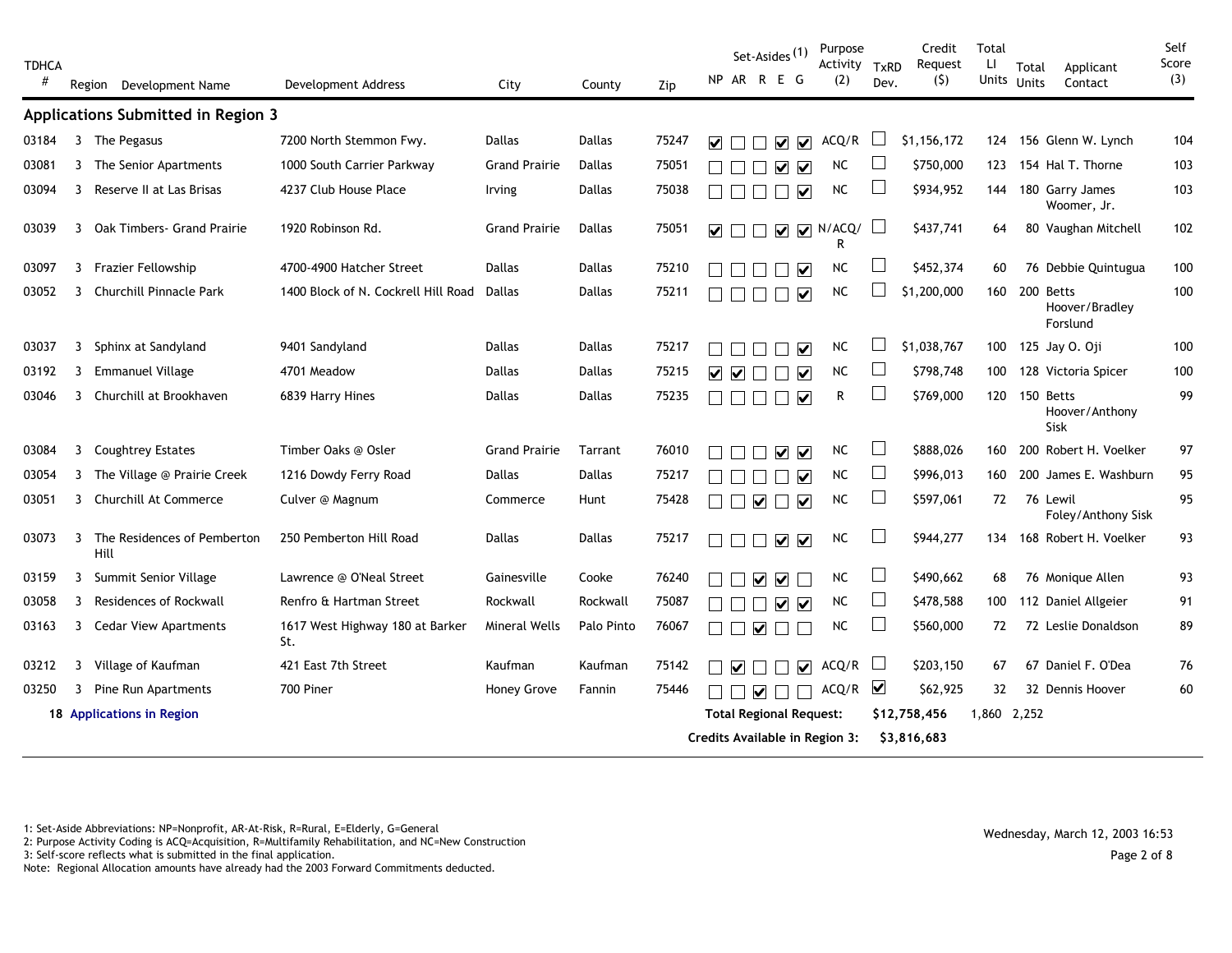## Applications Submitted in Region 3

| TDHCA # | Region | Development Name | Development Address | City | County | Zip | NP | AR | R | E | G | Purpose Activity (2) | TxRD Dev. | Credit Request ($) | Total LI Units | Total Units | Applicant Contact | Self Score (3) |
|---|---|---|---|---|---|---|---|---|---|---|---|---|---|---|---|---|---|---|
| 03184 | 3 | The Pegasus | 7200 North Stemmon Fwy. | Dallas | Dallas | 75247 | ☑ | ☐ | ☐ | ☑ | ☑ | ACQ/R | ☐ | $1,156,172 | 124 | 156 | Glenn W. Lynch | 104 |
| 03081 | 3 | The Senior Apartments | 1000 South Carrier Parkway | Grand Prairie | Dallas | 75051 | ☐ | ☐ | ☐ | ☑ | ☑ | NC | ☐ | $750,000 | 123 | 154 | Hal T. Thorne | 103 |
| 03094 | 3 | Reserve II at Las Brisas | 4237 Club House Place | Irving | Dallas | 75038 | ☐ | ☐ | ☐ | ☐ | ☑ | NC | ☐ | $934,952 | 144 | 180 | Garry James Woomer, Jr. | 103 |
| 03039 | 3 | Oak Timbers- Grand Prairie | 1920 Robinson Rd. | Grand Prairie | Dallas | 75051 | ☑ | ☐ | ☐ | ☑ | ☑ | N/ACQ/R | ☐ | $437,741 | 64 | 80 | Vaughan Mitchell | 102 |
| 03097 | 3 | Frazier Fellowship | 4700-4900 Hatcher Street | Dallas | Dallas | 75210 | ☐ | ☐ | ☐ | ☐ | ☑ | NC | ☐ | $452,374 | 60 | 76 | Debbie Quintugua | 100 |
| 03052 | 3 | Churchill Pinnacle Park | 1400 Block of N. Cockrell Hill Road | Dallas | Dallas | 75211 | ☐ | ☐ | ☐ | ☐ | ☑ | NC | ☐ | $1,200,000 | 160 | 200 | Betts Hoover/Bradley Forslund | 100 |
| 03037 | 3 | Sphinx at Sandyland | 9401 Sandyland | Dallas | Dallas | 75217 | ☐ | ☐ | ☐ | ☐ | ☑ | NC | ☐ | $1,038,767 | 100 | 125 | Jay O. Oji | 100 |
| 03192 | 3 | Emmanuel Village | 4701 Meadow | Dallas | Dallas | 75215 | ☑ | ☑ | ☐ | ☐ | ☑ | NC | ☐ | $798,748 | 100 | 128 | Victoria Spicer | 100 |
| 03046 | 3 | Churchill at Brookhaven | 6839 Harry Hines | Dallas | Dallas | 75235 | ☐ | ☐ | ☐ | ☐ | ☑ | R | ☐ | $769,000 | 120 | 150 | Betts Hoover/Anthony Sisk | 99 |
| 03084 | 3 | Coughtrey Estates | Timber Oaks @ Osler | Grand Prairie | Tarrant | 76010 | ☐ | ☐ | ☐ | ☑ | ☑ | NC | ☐ | $888,026 | 160 | 200 | Robert H. Voelker | 97 |
| 03054 | 3 | The Village @ Prairie Creek | 1216 Dowdy Ferry Road | Dallas | Dallas | 75217 | ☐ | ☐ | ☐ | ☐ | ☑ | NC | ☐ | $996,013 | 160 | 200 | James E. Washburn | 95 |
| 03051 | 3 | Churchill At Commerce | Culver @ Magnum | Commerce | Hunt | 75428 | ☐ | ☐ | ☑ | ☐ | ☑ | NC | ☐ | $597,061 | 72 | 76 | Lewil Foley/Anthony Sisk | 95 |
| 03073 | 3 | The Residences of Pemberton Hill | 250 Pemberton Hill Road | Dallas | Dallas | 75217 | ☐ | ☐ | ☐ | ☑ | ☑ | NC | ☐ | $944,277 | 134 | 168 | Robert H. Voelker | 93 |
| 03159 | 3 | Summit Senior Village | Lawrence @ O'Neal Street | Gainesville | Cooke | 76240 | ☐ | ☐ | ☑ | ☑ | ☐ | NC | ☐ | $490,662 | 68 | 76 | Monique Allen | 93 |
| 03058 | 3 | Residences of Rockwall | Renfro & Hartman Street | Rockwall | Rockwall | 75087 | ☐ | ☐ | ☐ | ☑ | ☑ | NC | ☐ | $478,588 | 100 | 112 | Daniel Allgeier | 91 |
| 03163 | 3 | Cedar View Apartments | 1617 West Highway 180 at Barker St. | Mineral Wells | Palo Pinto | 76067 | ☐ | ☐ | ☑ | ☐ | ☐ | NC | ☐ | $560,000 | 72 | 72 | Leslie Donaldson | 89 |
| 03212 | 3 | Village of Kaufman | 421 East 7th Street | Kaufman | Kaufman | 75142 | ☐ | ☑ | ☐ | ☐ | ☑ | ACQ/R | ☐ | $203,150 | 67 | 67 | Daniel F. O'Dea | 76 |
| 03250 | 3 | Pine Run Apartments | 700 Piner | Honey Grove | Fannin | 75446 | ☐ | ☐ | ☑ | ☐ | ☐ | ACQ/R | ☑ | $62,925 | 32 | 32 | Dennis Hoover | 60 |
| | 18 Applications in Region | | | | | | | | | | | Total Regional Request: | | $12,758,456 | 1,860 | 2,252 | | |
| | | | | | | | | | | | | Credits Available in Region 3: | | $3,816,683 | | | | |

1: Set-Aside Abbreviations: NP=Nonprofit, AR-At-Risk, R=Rural, E=Elderly, G=General
2: Purpose Activity Coding is ACQ=Acquisition, R=Multifamily Rehabilitation, and NC=New Construction
3: Self-score reflects what is submitted in the final application.
Note: Regional Allocation amounts have already had the 2003 Forward Commitments deducted.

Wednesday, March 12, 2003 16:53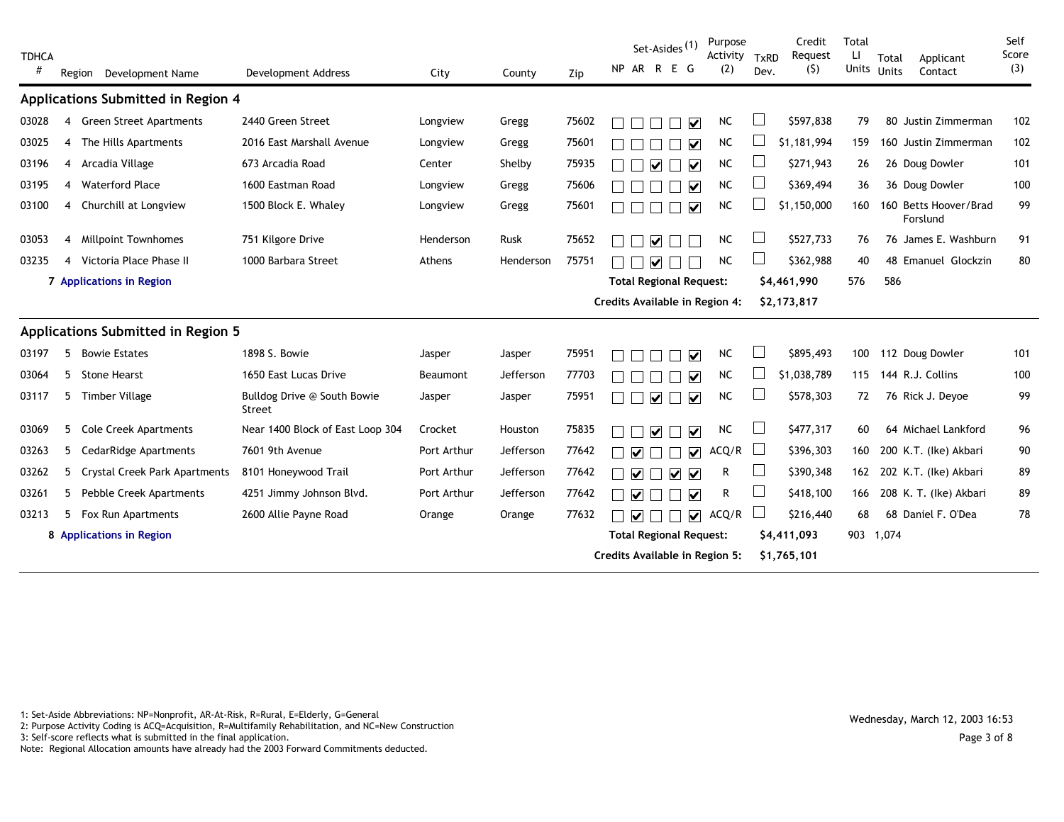| TDHCA # | Region | Development Name | Development Address | City | County | Zip | NP | AR | R | E | G | Purpose Activity (2) | TxRD Dev. | Credit Request ($) | Total LI Units | Total Units | Applicant Contact | Self Score (3) |
|---|---|---|---|---|---|---|---|---|---|---|---|---|---|---|---|---|---|---|
| **Applications Submitted in Region 4** | | | | | | | | | | | | | | | | | | |
| 03028 | 4 | Green Street Apartments | 2440 Green Street | Longview | Gregg | 75602 | ☐ | ☐ | ☐ | ☐ | ☑ | NC | ☐ | $597,838 | 79 | 80 | Justin Zimmerman | 102 |
| 03025 | 4 | The Hills Apartments | 2016 East Marshall Avenue | Longview | Gregg | 75601 | ☐ | ☐ | ☐ | ☐ | ☑ | NC | ☐ | $1,181,994 | 159 | 160 | Justin Zimmerman | 102 |
| 03196 | 4 | Arcadia Village | 673 Arcadia Road | Center | Shelby | 75935 | ☐ | ☐ | ☑ | ☐ | ☑ | NC | ☐ | $271,943 | 26 | 26 | Doug Dowler | 101 |
| 03195 | 4 | Waterford Place | 1600 Eastman Road | Longview | Gregg | 75606 | ☐ | ☐ | ☐ | ☐ | ☑ | NC | ☐ | $369,494 | 36 | 36 | Doug Dowler | 100 |
| 03100 | 4 | Churchill at Longview | 1500 Block E. Whaley | Longview | Gregg | 75601 | ☐ | ☐ | ☐ | ☐ | ☑ | NC | ☐ | $1,150,000 | 160 | 160 | Betts Hoover/Brad Forslund | 99 |
| 03053 | 4 | Millpoint Townhomes | 751 Kilgore Drive | Henderson | Rusk | 75652 | ☐ | ☐ | ☑ | ☐ | ☐ | NC | ☐ | $527,733 | 76 | 76 | James E. Washburn | 91 |
| 03235 | 4 | Victoria Place Phase II | 1000 Barbara Street | Athens | Henderson | 75751 | ☐ | ☐ | ☑ | ☐ | ☐ | NC | ☐ | $362,988 | 40 | 48 | Emanuel Glockzin | 80 |
| | **7 Applications in Region** | | | | | | | | | | | **Total Regional Request:** | | **$4,461,990** | 576 | 586 | | |
| | | | | | | | | | | | | **Credits Available in Region 4:** | | **$2,173,817** | | | | |
| **Applications Submitted in Region 5** | | | | | | | | | | | | | | | | | | |
| 03197 | 5 | Bowie Estates | 1898 S. Bowie | Jasper | Jasper | 75951 | ☐ | ☐ | ☐ | ☐ | ☑ | NC | ☐ | $895,493 | 100 | 112 | Doug Dowler | 101 |
| 03064 | 5 | Stone Hearst | 1650 East Lucas Drive | Beaumont | Jefferson | 77703 | ☐ | ☐ | ☐ | ☐ | ☑ | NC | ☐ | $1,038,789 | 115 | 144 | R.J. Collins | 100 |
| 03117 | 5 | Timber Village | Bulldog Drive @ South Bowie Street | Jasper | Jasper | 75951 | ☐ | ☐ | ☑ | ☐ | ☑ | NC | ☐ | $578,303 | 72 | 76 | Rick J. Deyoe | 99 |
| 03069 | 5 | Cole Creek Apartments | Near 1400 Block of East Loop 304 | Crocket | Houston | 75835 | ☐ | ☐ | ☑ | ☐ | ☑ | NC | ☐ | $477,317 | 60 | 64 | Michael Lankford | 96 |
| 03263 | 5 | CedarRidge Apartments | 7601 9th Avenue | Port Arthur | Jefferson | 77642 | ☐ | ☑ | ☐ | ☐ | ☑ | ACQ/R | ☐ | $396,303 | 160 | 200 | K.T. (Ike) Akbari | 90 |
| 03262 | 5 | Crystal Creek Park Apartments | 8101 Honeywood Trail | Port Arthur | Jefferson | 77642 | ☐ | ☑ | ☐ | ☑ | ☑ | R | ☐ | $390,348 | 162 | 202 | K.T. (Ike) Akbari | 89 |
| 03261 | 5 | Pebble Creek Apartments | 4251 Jimmy Johnson Blvd. | Port Arthur | Jefferson | 77642 | ☐ | ☑ | ☐ | ☐ | ☑ | R | ☐ | $418,100 | 166 | 208 | K. T. (Ike) Akbari | 89 |
| 03213 | 5 | Fox Run Apartments | 2600 Allie Payne Road | Orange | Orange | 77632 | ☐ | ☑ | ☐ | ☐ | ☑ | ACQ/R | ☐ | $216,440 | 68 | 68 | Daniel F. O'Dea | 78 |
| | **8 Applications in Region** | | | | | | | | | | | **Total Regional Request:** | | **$4,411,093** | 903 | 1,074 | | |
| | | | | | | | | | | | | **Credits Available in Region 5:** | | **$1,765,101** | | | | |

1: Set-Aside Abbreviations: NP=Nonprofit, AR-At-Risk, R=Rural, E=Elderly, G=General
2: Purpose Activity Coding is ACQ=Acquisition, R=Multifamily Rehabilitation, and NC=New Construction
3: Self-score reflects what is submitted in the final application.
Note: Regional Allocation amounts have already had the 2003 Forward Commitments deducted.

Wednesday, March 12, 2003 16:53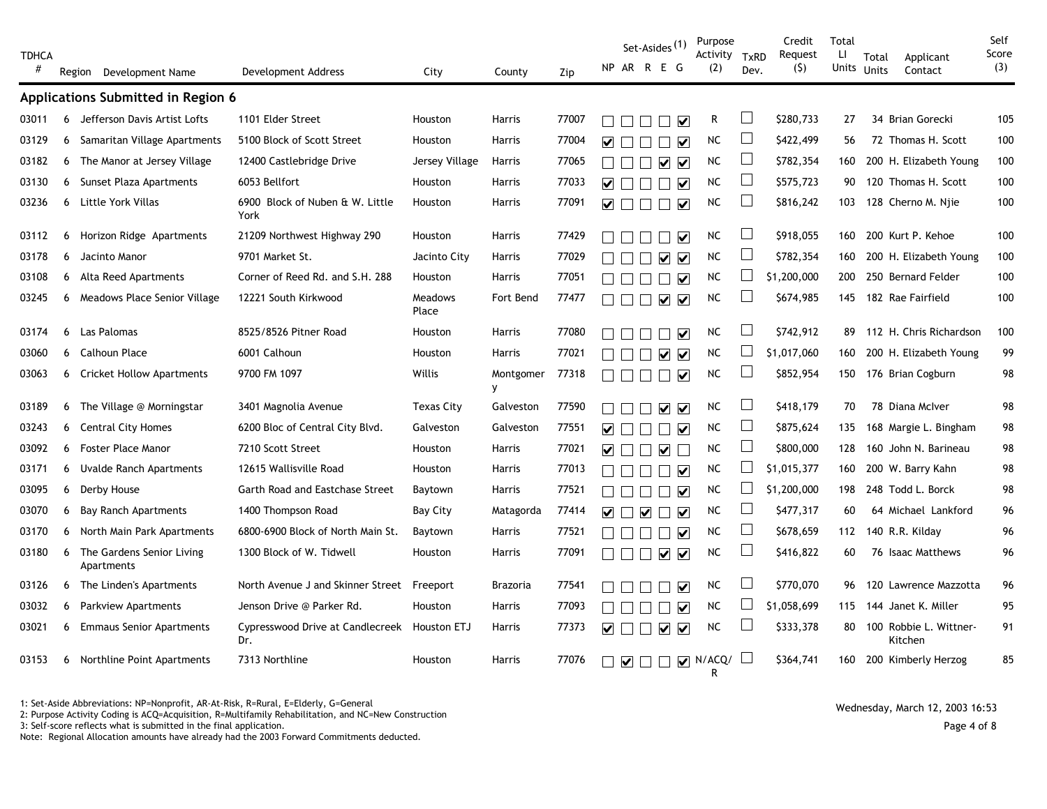| TDHCA # | Region | Development Name | Development Address | City | County | Zip | Set-Asides (1) NP | AR | R | E | G | Purpose Activity (2) | TxRD Dev. | Credit Request ($) | Total LI Units | Total Units | Applicant Contact | Self Score (3) |
|---|---|---|---|---|---|---|---|---|---|---|---|---|---|---|---|---|---|---|
| **Applications Submitted in Region 6** | | | | | | | | | | | | | | | | | | |
| 03011 | 6 | Jefferson Davis Artist Lofts | 1101 Elder Street | Houston | Harris | 77007 | ☐ | ☐ | ☐ | ☐ | ☑ | R | ☐ | $280,733 | 27 | 34 | Brian Gorecki | 105 |
| 03129 | 6 | Samaritan Village Apartments | 5100 Block of Scott Street | Houston | Harris | 77004 | ☑ | ☐ | ☐ | ☐ | ☑ | NC | ☐ | $422,499 | 56 | 72 | Thomas H. Scott | 100 |
| 03182 | 6 | The Manor at Jersey Village | 12400 Castlebridge Drive | Jersey Village | Harris | 77065 | ☐ | ☐ | ☐ | ☑ | ☑ | NC | ☐ | $782,354 | 160 | 200 | H. Elizabeth Young | 100 |
| 03130 | 6 | Sunset Plaza Apartments | 6053 Bellfort | Houston | Harris | 77033 | ☑ | ☐ | ☐ | ☐ | ☑ | NC | ☐ | $575,723 | 90 | 120 | Thomas H. Scott | 100 |
| 03236 | 6 | Little York Villas | 6900 Block of Nuben & W. Little York | Houston | Harris | 77091 | ☑ | ☐ | ☐ | ☐ | ☑ | NC | ☐ | $816,242 | 103 | 128 | Cherno M. Njie | 100 |
| 03112 | 6 | Horizon Ridge Apartments | 21209 Northwest Highway 290 | Houston | Harris | 77429 | ☐ | ☐ | ☐ | ☐ | ☑ | NC | ☐ | $918,055 | 160 | 200 | Kurt P. Kehoe | 100 |
| 03178 | 6 | Jacinto Manor | 9701 Market St. | Jacinto City | Harris | 77029 | ☐ | ☐ | ☐ | ☑ | ☑ | NC | ☐ | $782,354 | 160 | 200 | H. Elizabeth Young | 100 |
| 03108 | 6 | Alta Reed Apartments | Corner of Reed Rd. and S.H. 288 | Houston | Harris | 77051 | ☐ | ☐ | ☐ | ☐ | ☑ | NC | ☐ | $1,200,000 | 200 | 250 | Bernard Felder | 100 |
| 03245 | 6 | Meadows Place Senior Village | 12221 South Kirkwood | Meadows Place | Fort Bend | 77477 | ☐ | ☐ | ☐ | ☑ | ☑ | NC | ☐ | $674,985 | 145 | 182 | Rae Fairfield | 100 |
| 03174 | 6 | Las Palomas | 8525/8526 Pitner Road | Houston | Harris | 77080 | ☐ | ☐ | ☐ | ☐ | ☑ | NC | ☐ | $742,912 | 89 | 112 | H. Chris Richardson | 100 |
| 03060 | 6 | Calhoun Place | 6001 Calhoun | Houston | Harris | 77021 | ☐ | ☐ | ☐ | ☑ | ☑ | NC | ☐ | $1,017,060 | 160 | 200 | H. Elizabeth Young | 99 |
| 03063 | 6 | Cricket Hollow Apartments | 9700 FM 1097 | Willis | Montgomery | 77318 | ☐ | ☐ | ☐ | ☐ | ☑ | NC | ☐ | $852,954 | 150 | 176 | Brian Cogburn | 98 |
| 03189 | 6 | The Village @ Morningstar | 3401 Magnolia Avenue | Texas City | Galveston | 77590 | ☐ | ☐ | ☐ | ☑ | ☑ | NC | ☐ | $418,179 | 70 | 78 | Diana McIver | 98 |
| 03243 | 6 | Central City Homes | 6200 Bloc of Central City Blvd. | Galveston | Galveston | 77551 | ☑ | ☐ | ☐ | ☐ | ☑ | NC | ☐ | $875,624 | 135 | 168 | Margie L. Bingham | 98 |
| 03092 | 6 | Foster Place Manor | 7210 Scott Street | Houston | Harris | 77021 | ☑ | ☐ | ☐ | ☑ | ☐ | NC | ☐ | $800,000 | 128 | 160 | John N. Barineau | 98 |
| 03171 | 6 | Uvalde Ranch Apartments | 12615 Wallisville Road | Houston | Harris | 77013 | ☐ | ☐ | ☐ | ☐ | ☑ | NC | ☐ | $1,015,377 | 160 | 200 | W. Barry Kahn | 98 |
| 03095 | 6 | Derby House | Garth Road and Eastchase Street | Baytown | Harris | 77521 | ☐ | ☐ | ☐ | ☐ | ☑ | NC | ☐ | $1,200,000 | 198 | 248 | Todd L. Borck | 98 |
| 03070 | 6 | Bay Ranch Apartments | 1400 Thompson Road | Bay City | Matagorda | 77414 | ☑ | ☐ | ☑ | ☐ | ☑ | NC | ☐ | $477,317 | 60 | 64 | Michael Lankford | 96 |
| 03170 | 6 | North Main Park Apartments | 6800-6900 Block of North Main St. | Baytown | Harris | 77521 | ☐ | ☐ | ☐ | ☐ | ☑ | NC | ☐ | $678,659 | 112 | 140 | R.R. Kilday | 96 |
| 03180 | 6 | The Gardens Senior Living Apartments | 1300 Block of W. Tidwell | Houston | Harris | 77091 | ☐ | ☐ | ☐ | ☑ | ☑ | NC | ☐ | $416,822 | 60 | 76 | Isaac Matthews | 96 |
| 03126 | 6 | The Linden's Apartments | North Avenue J and Skinner Street | Freeport | Brazoria | 77541 | ☐ | ☐ | ☐ | ☐ | ☑ | NC | ☐ | $770,070 | 96 | 120 | Lawrence Mazzotta | 96 |
| 03032 | 6 | Parkview Apartments | Jenson Drive @ Parker Rd. | Houston | Harris | 77093 | ☐ | ☐ | ☐ | ☐ | ☑ | NC | ☐ | $1,058,699 | 115 | 144 | Janet K. Miller | 95 |
| 03021 | 6 | Emmaus Senior Apartments | Cypresswood Drive at Candlecreek Dr. | Houston ETJ | Harris | 77373 | ☑ | ☐ | ☐ | ☑ | ☑ | NC | ☐ | $333,378 | 80 | 100 | Robbie L. Wittner-Kitchen | 91 |
| 03153 | 6 | Northline Point Apartments | 7313 Northline | Houston | Harris | 77076 | ☐ | ☑ | ☐ | ☐ | ☑ | N/ACQ/R | ☐ | $364,741 | 160 | 200 | Kimberly Herzog | 85 |

1: Set-Aside Abbreviations: NP=Nonprofit, AR-At-Risk, R=Rural, E=Elderly, G=General
2: Purpose Activity Coding is ACQ=Acquisition, R=Multifamily Rehabilitation, and NC=New Construction
3: Self-score reflects what is submitted in the final application.
Note: Regional Allocation amounts have already had the 2003 Forward Commitments deducted.

Wednesday, March 12, 2003 16:53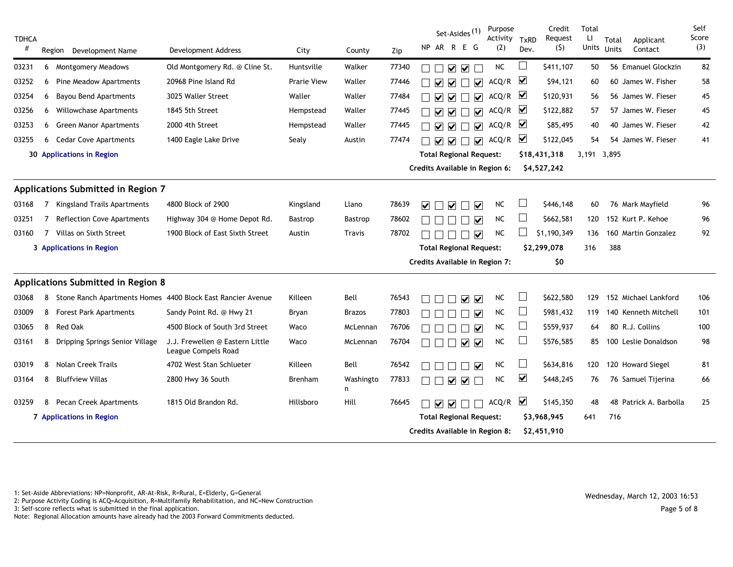| TDHCA # | Region | Development Name | Development Address | City | County | Zip | Set-Asides (1) NP | AR | R | E | G | Purpose Activity (2) | TxRD Dev. | Credit Request ($) | Total LI Units | Total Units | Applicant Contact | Self Score (3) |
|---|---|---|---|---|---|---|---|---|---|---|---|---|---|---|---|---|---|---|
| 03231 | 6 | Montgomery Meadows | Old Montgomery Rd. @ Cline St. | Huntsville | Walker | 77340 | ☐ | ☐ | ☑ | ☑ | ☐ | NC | ☐ | $411,107 | 50 | 56 | Emanuel Glockzin | 82 |
| 03252 | 6 | Pine Meadow Apartments | 20968 Pine Island Rd | Prarie View | Waller | 77446 | ☐ | ☑ | ☑ | ☐ | ☑ | ACQ/R | ☑ | $94,121 | 60 | 60 | James W. Fisher | 58 |
| 03254 | 6 | Bayou Bend Apartments | 3025 Waller Street | Waller | Waller | 77484 | ☐ | ☑ | ☑ | ☐ | ☑ | ACQ/R | ☑ | $120,931 | 56 | 56 | James W. Fieser | 45 |
| 03256 | 6 | Willowchase Apartments | 1845 5th Street | Hempstead | Waller | 77445 | ☐ | ☑ | ☑ | ☐ | ☑ | ACQ/R | ☑ | $122,882 | 57 | 57 | James W. Fieser | 45 |
| 03253 | 6 | Green Manor Apartments | 2000 4th Street | Hempstead | Waller | 77445 | ☐ | ☑ | ☑ | ☐ | ☑ | ACQ/R | ☑ | $85,495 | 40 | 40 | James W. Fieser | 42 |
| 03255 | 6 | Cedar Cove Apartments | 1400 Eagle Lake Drive | Sealy | Austin | 77474 | ☐ | ☑ | ☑ | ☐ | ☑ | ACQ/R | ☑ | $122,045 | 54 | 54 | James W. Fieser | 41 |
| | 30 | Applications in Region | | | | | | | | | | Total Regional Request: | | $18,431,318 | 3,191 | 3,895 | | |
| | | | | | | | | | | | | Credits Available in Region 6: | | $4,527,242 | | | | |

## Applications Submitted in Region 7

| TDHCA # | Region | Development Name | Development Address | City | County | Zip | NP | AR | R | E | G | Purpose Activity | TxRD Dev. | Credit Request ($) | Total LI Units | Total Units | Applicant Contact | Self Score |
|---|---|---|---|---|---|---|---|---|---|---|---|---|---|---|---|---|---|---|
| 03168 | 7 | Kingsland Trails Apartments | 4800 Block of 2900 | Kingsland | Llano | 78639 | ☑ | ☐ | ☑ | ☐ | ☑ | NC | ☐ | $446,148 | 60 | 76 | Mark Mayfield | 96 |
| 03251 | 7 | Reflection Cove Apartments | Highway 304 @ Home Depot Rd. | Bastrop | Bastrop | 78602 | ☐ | ☐ | ☐ | ☐ | ☑ | NC | ☐ | $662,581 | 120 | 152 | Kurt P. Kehoe | 96 |
| 03160 | 7 | Villas on Sixth Street | 1900 Block of East Sixth Street | Austin | Travis | 78702 | ☐ | ☐ | ☐ | ☐ | ☑ | NC | ☐ | $1,190,349 | 136 | 160 | Martin Gonzalez | 92 |
| | 3 | Applications in Region | | | | | | | | | | Total Regional Request: | | $2,299,078 | 316 | 388 | | |
| | | | | | | | | | | | | Credits Available in Region 7: | | $0 | | | | |

## Applications Submitted in Region 8

| TDHCA # | Region | Development Name | Development Address | City | County | Zip | NP | AR | R | E | G | Purpose Activity | TxRD Dev. | Credit Request ($) | Total LI Units | Total Units | Applicant Contact | Self Score |
|---|---|---|---|---|---|---|---|---|---|---|---|---|---|---|---|---|---|---|
| 03068 | 8 | Stone Ranch Apartments Homes | 4400 Block East Rancier Avenue | Killeen | Bell | 76543 | ☐ | ☐ | ☐ | ☑ | ☑ | NC | ☐ | $622,580 | 129 | 152 | Michael Lankford | 106 |
| 03009 | 8 | Forest Park Apartments | Sandy Point Rd. @ Hwy 21 | Bryan | Brazos | 77803 | ☐ | ☐ | ☐ | ☐ | ☑ | NC | ☐ | $981,432 | 119 | 140 | Kenneth Mitchell | 101 |
| 03065 | 8 | Red Oak | 4500 Block of South 3rd Street | Waco | McLennan | 76706 | ☐ | ☐ | ☐ | ☐ | ☑ | NC | ☐ | $559,937 | 64 | 80 | R.J. Collins | 100 |
| 03161 | 8 | Dripping Springs Senior Village | J.J. Frewellen @ Eastern Little League Compels Road | Waco | McLennan | 76704 | ☐ | ☐ | ☐ | ☑ | ☑ | NC | ☐ | $576,585 | 85 | 100 | Leslie Donaldson | 98 |
| 03019 | 8 | Nolan Creek Trails | 4702 West Stan Schlueter | Killeen | Bell | 76542 | ☐ | ☐ | ☐ | ☐ | ☑ | NC | ☐ | $634,816 | 120 | 120 | Howard Siegel | 81 |
| 03164 | 8 | Bluffview Villas | 2800 Hwy 36 South | Brenham | Washington | 77833 | ☐ | ☐ | ☑ | ☑ | ☐ | NC | ☑ | $448,245 | 76 | 76 | Samuel Tijerina | 66 |
| 03259 | 8 | Pecan Creek Apartments | 1815 Old Brandon Rd. | Hillsboro | Hill | 76645 | ☐ | ☑ | ☑ | ☐ | ☐ | ACQ/R | ☑ | $145,350 | 48 | 48 | Patrick A. Barbolla | 25 |
| | 7 | Applications in Region | | | | | | | | | | Total Regional Request: | | $3,968,945 | 641 | 716 | | |
| | | | | | | | | | | | | Credits Available in Region 8: | | $2,451,910 | | | | |

1: Set-Aside Abbreviations: NP=Nonprofit, AR-At-Risk, R=Rural, E=Elderly, G=General
2: Purpose Activity Coding is ACQ=Acquisition, R=Multifamily Rehabilitation, and NC=New Construction
3: Self-score reflects what is submitted in the final application.
Note: Regional Allocation amounts have already had the 2003 Forward Commitments deducted.

Wednesday, March 12, 2003 16:53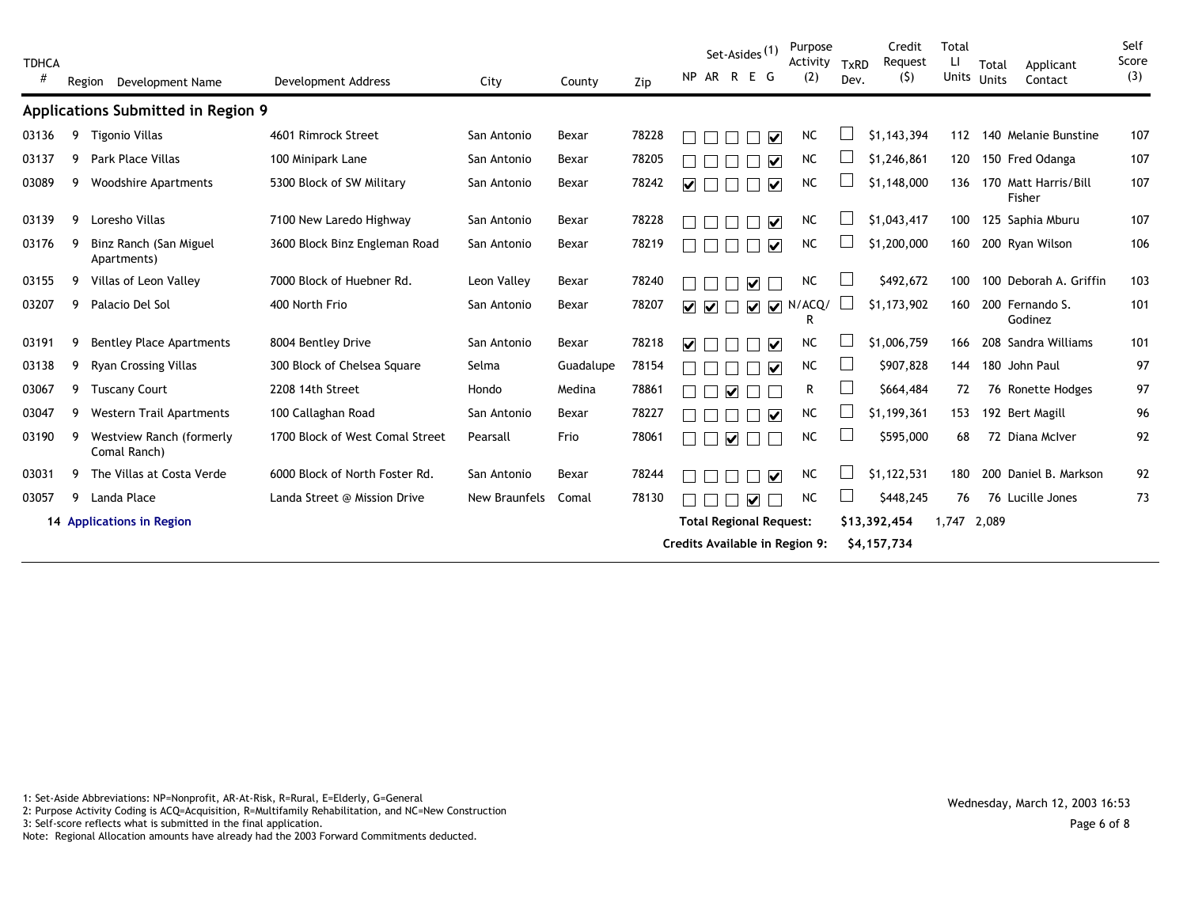| TDHCA # | Region | Development Name | Development Address | City | County | Zip | Set-Asides (1) NP | AR | R | E | G | Purpose Activity (2) | TxRD Dev. | Credit Request ($) | Total LI Units | Total Units | Applicant Contact | Self Score (3) |
|---|---|---|---|---|---|---|---|---|---|---|---|---|---|---|---|---|---|---|
| **Applications Submitted in Region 9** | | | | | | | | | | | | | | | | | | |
| 03136 | 9 | Tigonio Villas | 4601 Rimrock Street | San Antonio | Bexar | 78228 | ☐ | ☐ | ☐ | ☐ | ☑ | NC | ☐ | $1,143,394 | 112 | 140 | Melanie Bunstine | 107 |
| 03137 | 9 | Park Place Villas | 100 Minipark Lane | San Antonio | Bexar | 78205 | ☐ | ☐ | ☐ | ☐ | ☑ | NC | ☐ | $1,246,861 | 120 | 150 | Fred Odanga | 107 |
| 03089 | 9 | Woodshire Apartments | 5300 Block of SW Military | San Antonio | Bexar | 78242 | ☑ | ☐ | ☐ | ☐ | ☑ | NC | ☐ | $1,148,000 | 136 | 170 | Matt Harris/Bill Fisher | 107 |
| 03139 | 9 | Loresho Villas | 7100 New Laredo Highway | San Antonio | Bexar | 78228 | ☐ | ☐ | ☐ | ☐ | ☑ | NC | ☐ | $1,043,417 | 100 | 125 | Saphia Mburu | 107 |
| 03176 | 9 | Binz Ranch (San Miguel Apartments) | 3600 Block Binz Engleman Road | San Antonio | Bexar | 78219 | ☐ | ☐ | ☐ | ☐ | ☑ | NC | ☐ | $1,200,000 | 160 | 200 | Ryan Wilson | 106 |
| 03155 | 9 | Villas of Leon Valley | 7000 Block of Huebner Rd. | Leon Valley | Bexar | 78240 | ☐ | ☐ | ☐ | ☑ | ☐ | NC | ☐ | $492,672 | 100 | 100 | Deborah A. Griffin | 103 |
| 03207 | 9 | Palacio Del Sol | 400 North Frio | San Antonio | Bexar | 78207 | ☑ | ☑ | ☐ | ☑ | ☑ | N/ACQ/R | ☐ | $1,173,902 | 160 | 200 | Fernando S. Godinez | 101 |
| 03191 | 9 | Bentley Place Apartments | 8004 Bentley Drive | San Antonio | Bexar | 78218 | ☑ | ☐ | ☐ | ☐ | ☑ | NC | ☐ | $1,006,759 | 166 | 208 | Sandra Williams | 101 |
| 03138 | 9 | Ryan Crossing Villas | 300 Block of Chelsea Square | Selma | Guadalupe | 78154 | ☐ | ☐ | ☐ | ☐ | ☑ | NC | ☐ | $907,828 | 144 | 180 | John Paul | 97 |
| 03067 | 9 | Tuscany Court | 2208 14th Street | Hondo | Medina | 78861 | ☐ | ☐ | ☑ | ☐ | ☐ | R | ☐ | $664,484 | 72 | 76 | Ronette Hodges | 97 |
| 03047 | 9 | Western Trail Apartments | 100 Callaghan Road | San Antonio | Bexar | 78227 | ☐ | ☐ | ☐ | ☐ | ☑ | NC | ☐ | $1,199,361 | 153 | 192 | Bert Magill | 96 |
| 03190 | 9 | Westview Ranch (formerly Comal Ranch) | 1700 Block of West Comal Street | Pearsall | Frio | 78061 | ☐ | ☐ | ☑ | ☐ | ☐ | NC | ☐ | $595,000 | 68 | 72 | Diana McIver | 92 |
| 03031 | 9 | The Villas at Costa Verde | 6000 Block of North Foster Rd. | San Antonio | Bexar | 78244 | ☐ | ☐ | ☐ | ☐ | ☑ | NC | ☐ | $1,122,531 | 180 | 200 | Daniel B. Markson | 92 |
| 03057 | 9 | Landa Place | Landa Street @ Mission Drive | New Braunfels | Comal | 78130 | ☐ | ☐ | ☐ | ☑ | ☐ | NC | ☐ | $448,245 | 76 | 76 | Lucille Jones | 73 |
| | 14 | **Applications in Region** | | | | | | | | | | **Total Regional Request:** | | **$13,392,454** | 1,747 | 2,089 | | |
| | | | | | | | | | | | | **Credits Available in Region 9:** | | **$4,157,734** | | | | |

1: Set-Aside Abbreviations: NP=Nonprofit, AR-At-Risk, R=Rural, E=Elderly, G=General
2: Purpose Activity Coding is ACQ=Acquisition, R=Multifamily Rehabilitation, and NC=New Construction
3: Self-score reflects what is submitted in the final application.
Note: Regional Allocation amounts have already had the 2003 Forward Commitments deducted.

Wednesday, March 12, 2003 16:53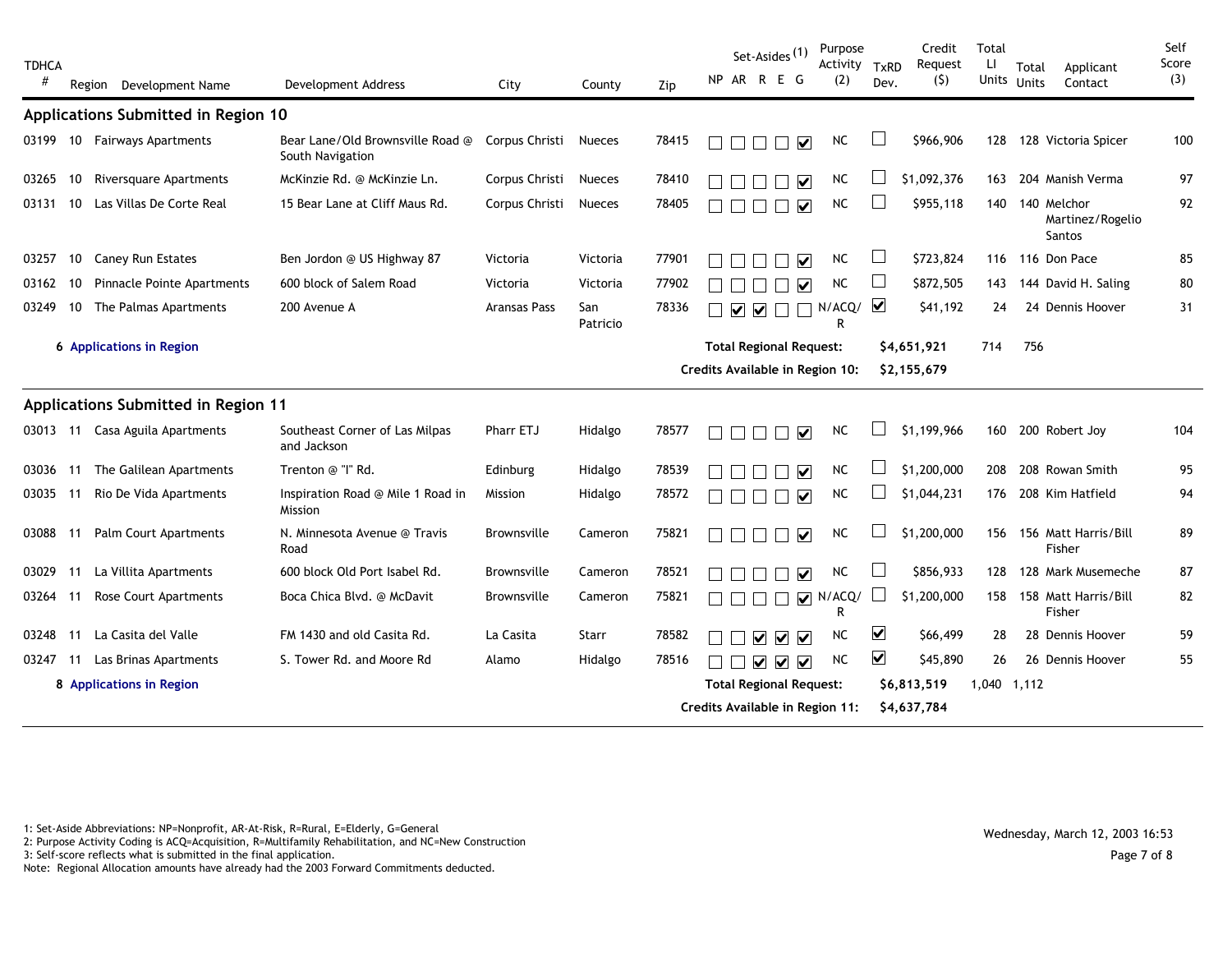| TDHCA # | Region | Development Name | Development Address | City | County | Zip | Set-Asides (1) NP | AR | R | E | G | Purpose Activity (2) | TxRD Dev. | Credit Request ($) | Total LI Units | Total Units | Applicant Contact | Self Score (3) |
|---|---|---|---|---|---|---|---|---|---|---|---|---|---|---|---|---|---|---|
| **Applications Submitted in Region 10** | | | | | | | | | | | | | | | | | | |
| 03199 | 10 | Fairways Apartments | Bear Lane/Old Brownsville Road @ South Navigation | Corpus Christi | Nueces | 78415 | ☐ | ☐ | ☐ | ☐ | ☑ | NC | ☐ | $966,906 | 128 | 128 | Victoria Spicer | 100 |
| 03265 | 10 | Riversquare Apartments | McKinzie Rd. @ McKinzie Ln. | Corpus Christi | Nueces | 78410 | ☐ | ☐ | ☐ | ☐ | ☑ | NC | ☐ | $1,092,376 | 163 | 204 | Manish Verma | 97 |
| 03131 | 10 | Las Villas De Corte Real | 15 Bear Lane at Cliff Maus Rd. | Corpus Christi | Nueces | 78405 | ☐ | ☐ | ☐ | ☐ | ☑ | NC | ☐ | $955,118 | 140 | 140 | Melchor Martinez/Rogelio Santos | 92 |
| 03257 | 10 | Caney Run Estates | Ben Jordon @ US Highway 87 | Victoria | Victoria | 77901 | ☐ | ☐ | ☐ | ☐ | ☑ | NC | ☐ | $723,824 | 116 | 116 | Don Pace | 85 |
| 03162 | 10 | Pinnacle Pointe Apartments | 600 block of Salem Road | Victoria | Victoria | 77902 | ☐ | ☐ | ☐ | ☐ | ☑ | NC | ☐ | $872,505 | 143 | 144 | David H. Saling | 80 |
| 03249 | 10 | The Palmas Apartments | 200 Avenue A | Aransas Pass | San Patricio | 78336 | ☐ | ☑ | ☑ | ☐ | ☐ | N/ACQ/R | ☑ | $41,192 | 24 | 24 | Dennis Hoover | 31 |
| | | **6 Applications in Region** | | | | | **Total Regional Request:** | | | | | | | **$4,651,921** | 714 | 756 | | |
| | | | | | | | **Credits Available in Region 10:** | | | | | | | **$2,155,679** | | | | |
| **Applications Submitted in Region 11** | | | | | | | | | | | | | | | | | | |
| 03013 | 11 | Casa Aguila Apartments | Southeast Corner of Las Milpas and Jackson | Pharr ETJ | Hidalgo | 78577 | ☐ | ☐ | ☐ | ☐ | ☑ | NC | ☐ | $1,199,966 | 160 | 200 | Robert Joy | 104 |
| 03036 | 11 | The Galilean Apartments | Trenton @ "I" Rd. | Edinburg | Hidalgo | 78539 | ☐ | ☐ | ☐ | ☐ | ☑ | NC | ☐ | $1,200,000 | 208 | 208 | Rowan Smith | 95 |
| 03035 | 11 | Rio De Vida Apartments | Inspiration Road @ Mile 1 Road in Mission | Mission | Hidalgo | 78572 | ☐ | ☐ | ☐ | ☐ | ☑ | NC | ☐ | $1,044,231 | 176 | 208 | Kim Hatfield | 94 |
| 03088 | 11 | Palm Court Apartments | N. Minnesota Avenue @ Travis Road | Brownsville | Cameron | 75821 | ☐ | ☐ | ☐ | ☐ | ☑ | NC | ☐ | $1,200,000 | 156 | 156 | Matt Harris/Bill Fisher | 89 |
| 03029 | 11 | La Villita Apartments | 600 block Old Port Isabel Rd. | Brownsville | Cameron | 78521 | ☐ | ☐ | ☐ | ☐ | ☑ | NC | ☐ | $856,933 | 128 | 128 | Mark Musemeche | 87 |
| 03264 | 11 | Rose Court Apartments | Boca Chica Blvd. @ McDavit | Brownsville | Cameron | 75821 | ☐ | ☐ | ☐ | ☐ | ☑ | N/ACQ/R | ☐ | $1,200,000 | 158 | 158 | Matt Harris/Bill Fisher | 82 |
| 03248 | 11 | La Casita del Valle | FM 1430 and old Casita Rd. | La Casita | Starr | 78582 | ☐ | ☐ | ☑ | ☑ | ☑ | NC | ☑ | $66,499 | 28 | 28 | Dennis Hoover | 59 |
| 03247 | 11 | Las Brinas Apartments | S. Tower Rd. and Moore Rd | Alamo | Hidalgo | 78516 | ☐ | ☐ | ☑ | ☑ | ☑ | NC | ☑ | $45,890 | 26 | 26 | Dennis Hoover | 55 |
| | | **8 Applications in Region** | | | | | **Total Regional Request:** | | | | | | | **$6,813,519** | 1,040 | 1,112 | | |
| | | | | | | | **Credits Available in Region 11:** | | | | | | | **$4,637,784** | | | | |

1: Set-Aside Abbreviations: NP=Nonprofit, AR-At-Risk, R=Rural, E=Elderly, G=General
2: Purpose Activity Coding is ACQ=Acquisition, R=Multifamily Rehabilitation, and NC=New Construction
3: Self-score reflects what is submitted in the final application.
Note: Regional Allocation amounts have already had the 2003 Forward Commitments deducted.

Wednesday, March 12, 2003 16:53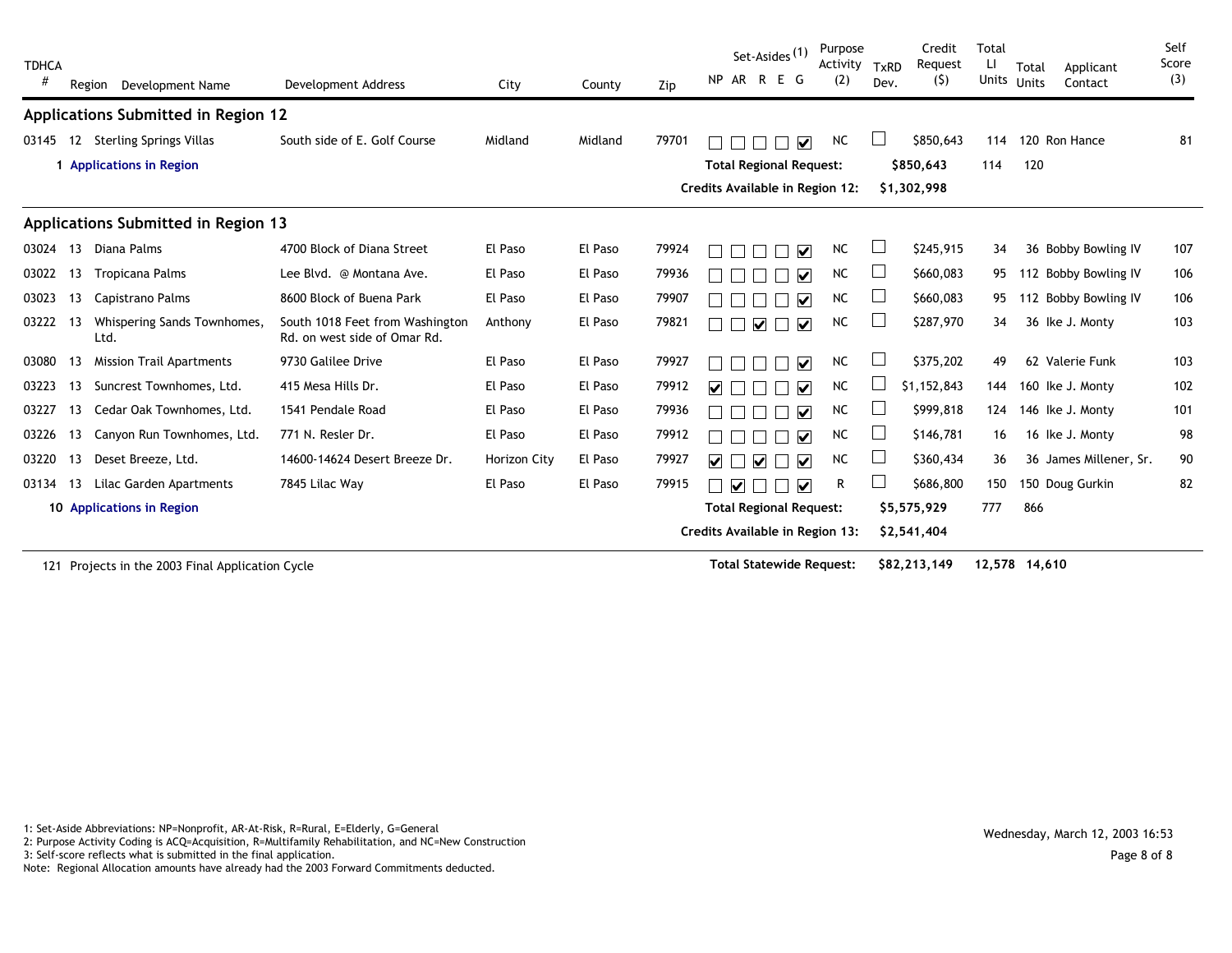| TDHCA # | Region | Development Name | Development Address | City | County | Zip | Set-Asides (1) NP | AR | R | E | G | Purpose Activity (2) | TxRD Dev. | Credit Request ($) | Total LI Units | Total Units | Applicant Contact | Self Score (3) |
|---|---|---|---|---|---|---|---|---|---|---|---|---|---|---|---|---|---|---|
| **Applications Submitted in Region 12** | | | | | | | | | | | | | | | | | | |
| 03145 | 12 | Sterling Springs Villas | South side of E. Golf Course | Midland | Midland | 79701 | ☐ | ☐ | ☐ | ☐ | ☑ | NC | ☐ | $850,643 | 114 | 120 | Ron Hance | 81 |
| | 1 | Applications in Region | | | | | | | | | | **Total Regional Request:** | | **$850,643** | 114 | 120 | | |
| | | | | | | | | | | | | **Credits Available in Region 12:** | | **$1,302,998** | | | | |
| **Applications Submitted in Region 13** | | | | | | | | | | | | | | | | | | |
| 03024 | 13 | Diana Palms | 4700 Block of Diana Street | El Paso | El Paso | 79924 | ☐ | ☐ | ☐ | ☐ | ☑ | NC | ☐ | $245,915 | 34 | 36 | Bobby Bowling IV | 107 |
| 03022 | 13 | Tropicana Palms | Lee Blvd. @ Montana Ave. | El Paso | El Paso | 79936 | ☐ | ☐ | ☐ | ☐ | ☑ | NC | ☐ | $660,083 | 95 | 112 | Bobby Bowling IV | 106 |
| 03023 | 13 | Capistrano Palms | 8600 Block of Buena Park | El Paso | El Paso | 79907 | ☐ | ☐ | ☐ | ☐ | ☑ | NC | ☐ | $660,083 | 95 | 112 | Bobby Bowling IV | 106 |
| 03222 | 13 | Whispering Sands Townhomes, Ltd. | South 1018 Feet from Washington Rd. on west side of Omar Rd. | Anthony | El Paso | 79821 | ☐ | ☐ | ☑ | ☐ | ☑ | NC | ☐ | $287,970 | 34 | 36 | Ike J. Monty | 103 |
| 03080 | 13 | Mission Trail Apartments | 9730 Galilee Drive | El Paso | El Paso | 79927 | ☐ | ☐ | ☐ | ☐ | ☑ | NC | ☐ | $375,202 | 49 | 62 | Valerie Funk | 103 |
| 03223 | 13 | Suncrest Townhomes, Ltd. | 415 Mesa Hills Dr. | El Paso | El Paso | 79912 | ☑ | ☐ | ☐ | ☐ | ☑ | NC | ☐ | $1,152,843 | 144 | 160 | Ike J. Monty | 102 |
| 03227 | 13 | Cedar Oak Townhomes, Ltd. | 1541 Pendale Road | El Paso | El Paso | 79936 | ☐ | ☐ | ☐ | ☐ | ☑ | NC | ☐ | $999,818 | 124 | 146 | Ike J. Monty | 101 |
| 03226 | 13 | Canyon Run Townhomes, Ltd. | 771 N. Resler Dr. | El Paso | El Paso | 79912 | ☐ | ☐ | ☐ | ☐ | ☑ | NC | ☐ | $146,781 | 16 | 16 | Ike J. Monty | 98 |
| 03220 | 13 | Deset Breeze, Ltd. | 14600-14624 Desert Breeze Dr. | Horizon City | El Paso | 79927 | ☑ | ☐ | ☑ | ☐ | ☑ | NC | ☐ | $360,434 | 36 | 36 | James Millener, Sr. | 90 |
| 03134 | 13 | Lilac Garden Apartments | 7845 Lilac Way | El Paso | El Paso | 79915 | ☐ | ☑ | ☐ | ☐ | ☑ | R | ☐ | $686,800 | 150 | 150 | Doug Gurkin | 82 |
| | 10 | Applications in Region | | | | | | | | | | **Total Regional Request:** | | **$5,575,929** | 777 | 866 | | |
| | | | | | | | | | | | | **Credits Available in Region 13:** | | **$2,541,404** | | | | |
| | 121 | Projects in the 2003 Final Application Cycle | | | | | | | | | | **Total Statewide Request:** | | **$82,213,149** | **12,578** | **14,610** | | |

1: Set-Aside Abbreviations: NP=Nonprofit, AR-At-Risk, R=Rural, E=Elderly, G=General
2: Purpose Activity Coding is ACQ=Acquisition, R=Multifamily Rehabilitation, and NC=New Construction
3: Self-score reflects what is submitted in the final application.
Note: Regional Allocation amounts have already had the 2003 Forward Commitments deducted.

Wednesday, March 12, 2003 16:53